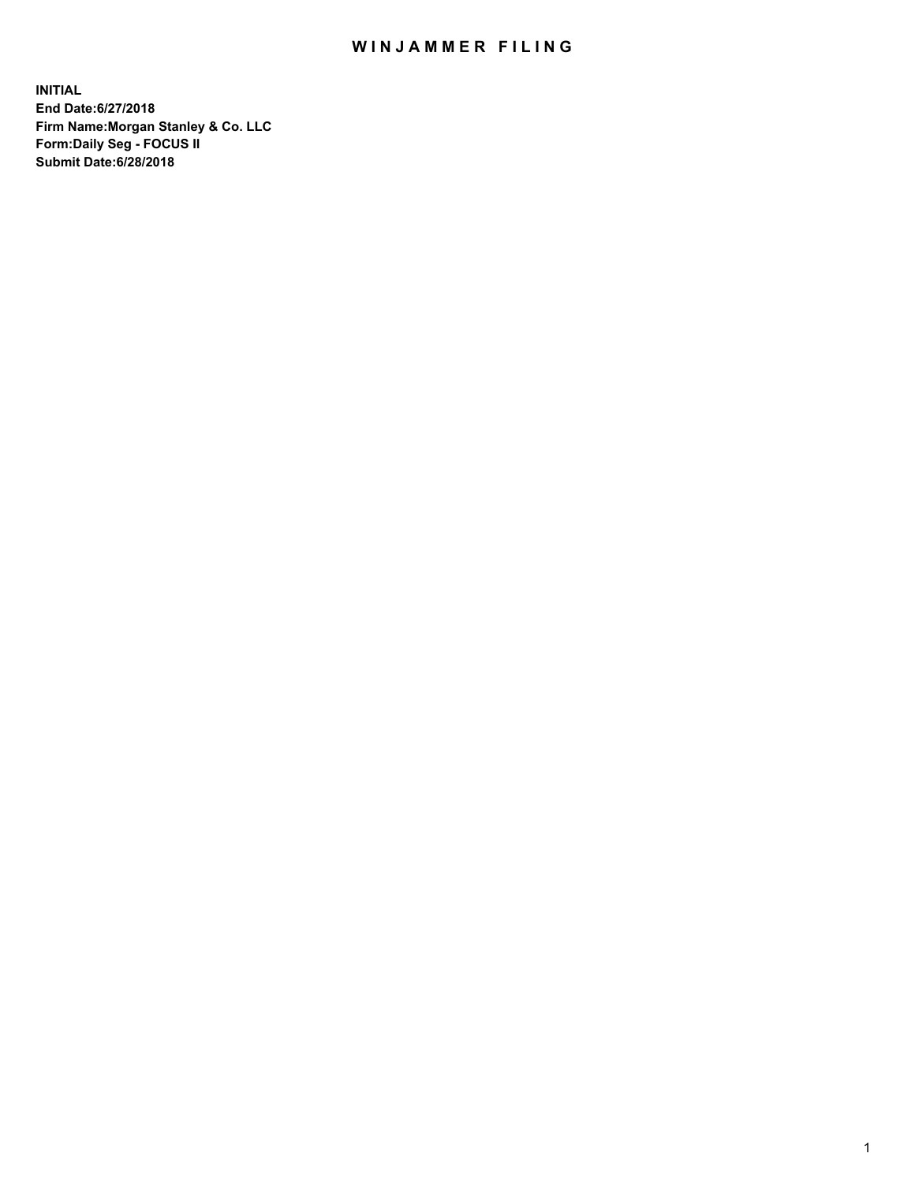# WINJAMMER FILING

**INITIAL**
**End Date:6/27/2018**
**Firm Name:Morgan Stanley & Co. LLC**
**Form:Daily Seg - FOCUS II**
**Submit Date:6/28/2018**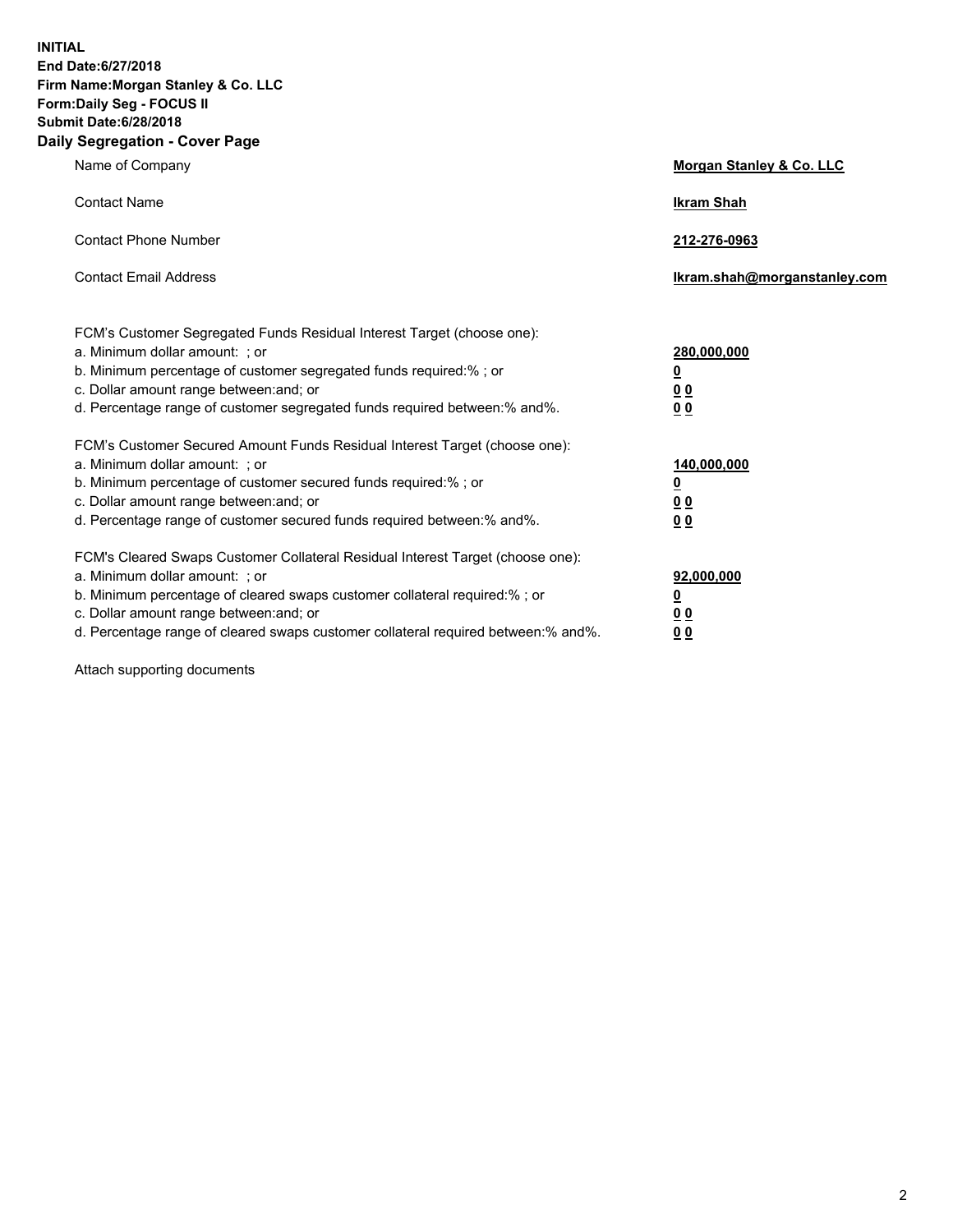**INITIAL**
**End Date:6/27/2018**
**Firm Name:Morgan Stanley & Co. LLC**
**Form:Daily Seg - FOCUS II**
**Submit Date:6/28/2018**

## Daily Segregation - Cover Page

| | |
|---|---|
| Name of Company | **Morgan Stanley & Co. LLC** |
| Contact Name | **Ikram Shah** |
| Contact Phone Number | **212-276-0963** |
| Contact Email Address | **Ikram.shah@morganstanley.com** |

| | |
|---|---|
| FCM's Customer Segregated Funds Residual Interest Target (choose one): | |
| a. Minimum dollar amount: ; or | **280,000,000** |
| b. Minimum percentage of customer segregated funds required:% ; or | **0** |
| c. Dollar amount range between:and; or | **0 0** |
| d. Percentage range of customer segregated funds required between:% and%. | **0 0** |
| FCM's Customer Secured Amount Funds Residual Interest Target (choose one): | |
| a. Minimum dollar amount: ; or | **140,000,000** |
| b. Minimum percentage of customer secured funds required:% ; or | **0** |
| c. Dollar amount range between:and; or | **0 0** |
| d. Percentage range of customer secured funds required between:% and%. | **0 0** |
| FCM's Cleared Swaps Customer Collateral Residual Interest Target (choose one): | |
| a. Minimum dollar amount: ; or | **92,000,000** |
| b. Minimum percentage of cleared swaps customer collateral required:% ; or | **0** |
| c. Dollar amount range between:and; or | **0 0** |
| d. Percentage range of cleared swaps customer collateral required between:% and%. | **0 0** |

Attach supporting documents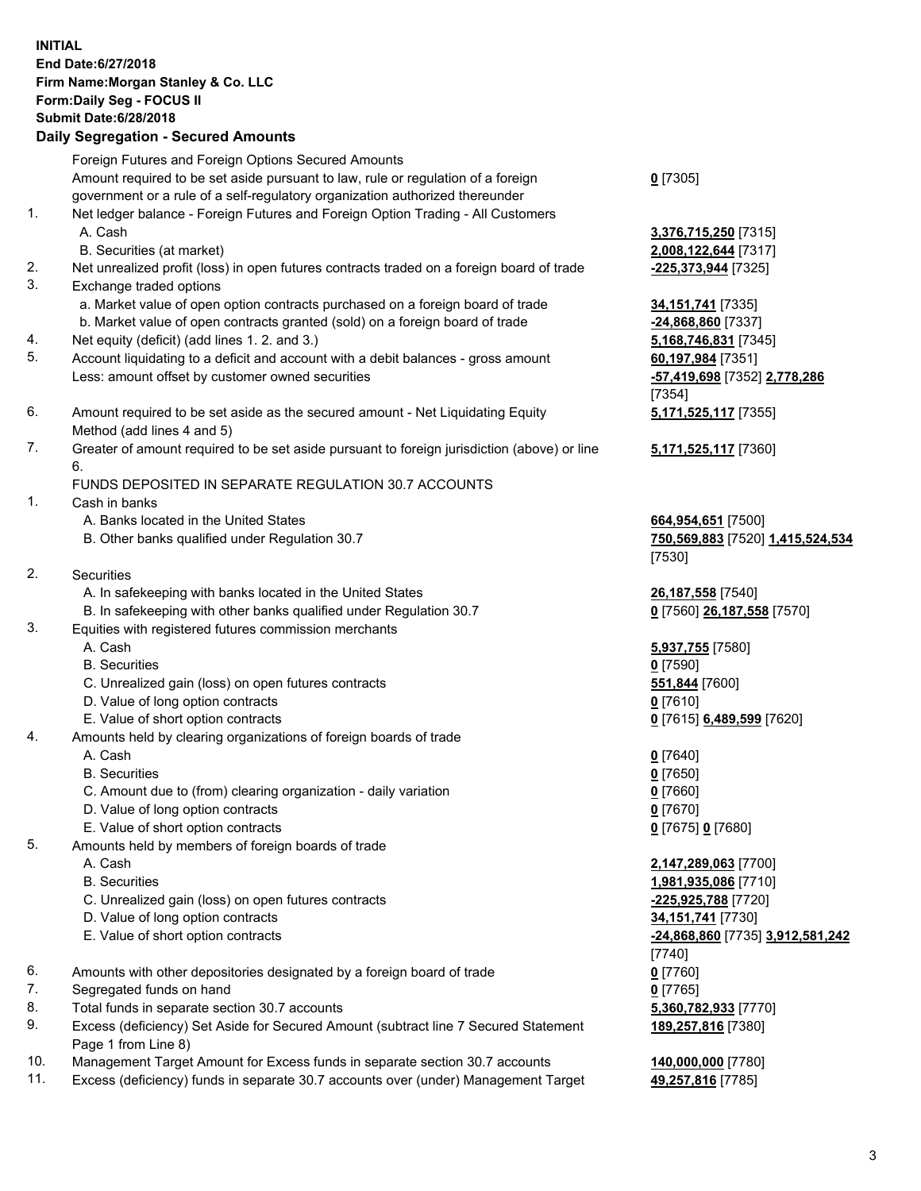**INITIAL**
**End Date:6/27/2018**
**Firm Name:Morgan Stanley & Co. LLC**
**Form:Daily Seg - FOCUS II**
**Submit Date:6/28/2018**
**Daily Segregation - Secured Amounts**

| | | |
|---|---|---|
| | Foreign Futures and Foreign Options Secured Amounts | |
| | Amount required to be set aside pursuant to law, rule or regulation of a foreign government or a rule of a self-regulatory organization authorized thereunder | **0** [7305] |
| 1. | Net ledger balance - Foreign Futures and Foreign Option Trading - All Customers | |
| | A. Cash | **3,376,715,250** [7315] |
| | B. Securities (at market) | **2,008,122,644** [7317] |
| 2. | Net unrealized profit (loss) in open futures contracts traded on a foreign board of trade | **-225,373,944** [7325] |
| 3. | Exchange traded options | |
| | a. Market value of open option contracts purchased on a foreign board of trade | **34,151,741** [7335] |
| | b. Market value of open contracts granted (sold) on a foreign board of trade | **-24,868,860** [7337] |
| 4. | Net equity (deficit) (add lines 1. 2. and 3.) | **5,168,746,831** [7345] |
| 5. | Account liquidating to a deficit and account with a debit balances - gross amount | **60,197,984** [7351] |
| | Less: amount offset by customer owned securities | **-57,419,698** [7352] **2,778,286** [7354] |
| 6. | Amount required to be set aside as the secured amount - Net Liquidating Equity Method (add lines 4 and 5) | **5,171,525,117** [7355] |
| 7. | Greater of amount required to be set aside pursuant to foreign jurisdiction (above) or line 6. | **5,171,525,117** [7360] |
| | FUNDS DEPOSITED IN SEPARATE REGULATION 30.7 ACCOUNTS | |
| 1. | Cash in banks | |
| | A. Banks located in the United States | **664,954,651** [7500] |
| | B. Other banks qualified under Regulation 30.7 | **750,569,883** [7520] **1,415,524,534** [7530] |
| 2. | Securities | |
| | A. In safekeeping with banks located in the United States | **26,187,558** [7540] |
| | B. In safekeeping with other banks qualified under Regulation 30.7 | **0** [7560] **26,187,558** [7570] |
| 3. | Equities with registered futures commission merchants | |
| | A. Cash | **5,937,755** [7580] |
| | B. Securities | **0** [7590] |
| | C. Unrealized gain (loss) on open futures contracts | **551,844** [7600] |
| | D. Value of long option contracts | **0** [7610] |
| | E. Value of short option contracts | **0** [7615] **6,489,599** [7620] |
| 4. | Amounts held by clearing organizations of foreign boards of trade | |
| | A. Cash | **0** [7640] |
| | B. Securities | **0** [7650] |
| | C. Amount due to (from) clearing organization - daily variation | **0** [7660] |
| | D. Value of long option contracts | **0** [7670] |
| | E. Value of short option contracts | **0** [7675] **0** [7680] |
| 5. | Amounts held by members of foreign boards of trade | |
| | A. Cash | **2,147,289,063** [7700] |
| | B. Securities | **1,981,935,086** [7710] |
| | C. Unrealized gain (loss) on open futures contracts | **-225,925,788** [7720] |
| | D. Value of long option contracts | **34,151,741** [7730] |
| | E. Value of short option contracts | **-24,868,860** [7735] **3,912,581,242** [7740] |
| 6. | Amounts with other depositories designated by a foreign board of trade | **0** [7760] |
| 7. | Segregated funds on hand | **0** [7765] |
| 8. | Total funds in separate section 30.7 accounts | **5,360,782,933** [7770] |
| 9. | Excess (deficiency) Set Aside for Secured Amount (subtract line 7 Secured Statement Page 1 from Line 8) | **189,257,816** [7380] |
| 10. | Management Target Amount for Excess funds in separate section 30.7 accounts | **140,000,000** [7780] |
| 11. | Excess (deficiency) funds in separate 30.7 accounts over (under) Management Target | **49,257,816** [7785] |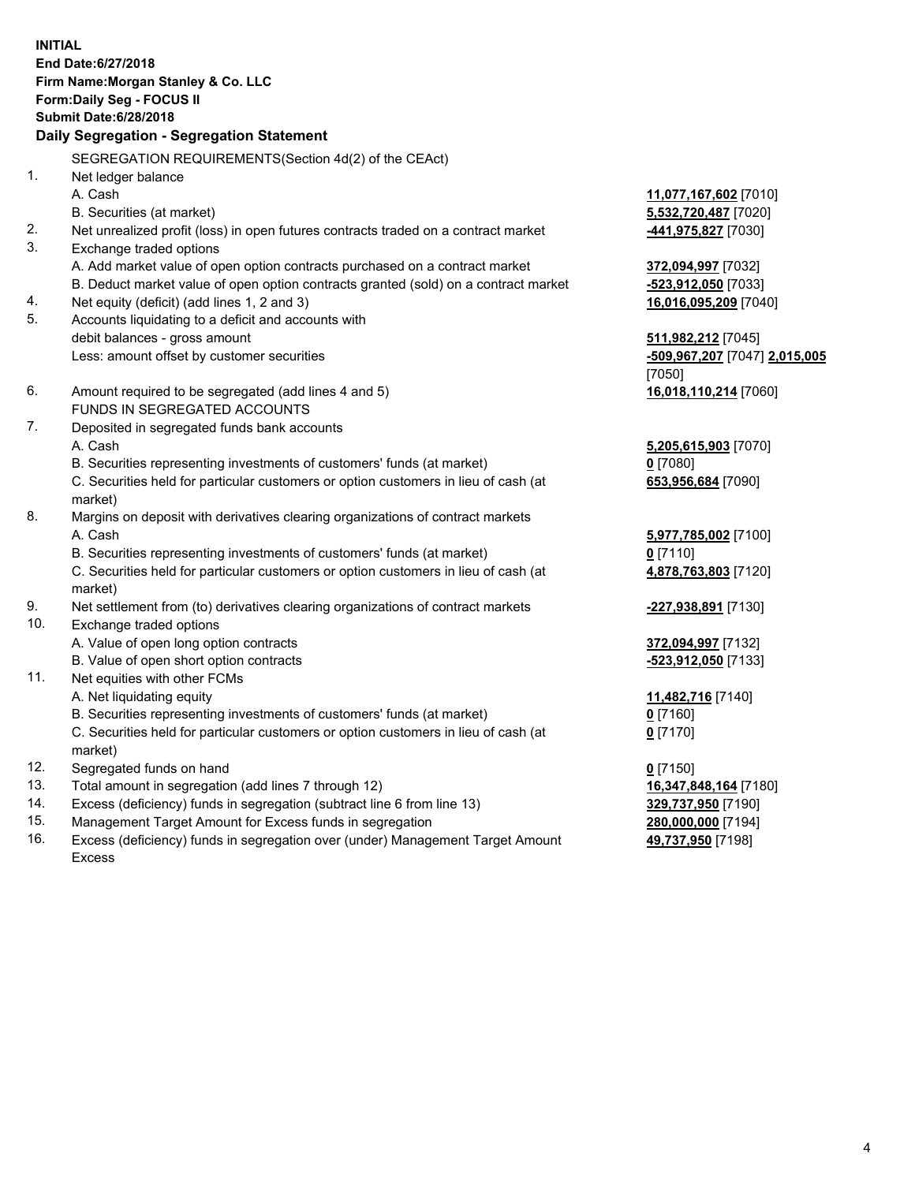**INITIAL**
**End Date:6/27/2018**
**Firm Name:Morgan Stanley & Co. LLC**
**Form:Daily Seg - FOCUS II**
**Submit Date:6/28/2018**

**Daily Segregation - Segregation Statement**

| | | |
|---|---|---|
| | SEGREGATION REQUIREMENTS(Section 4d(2) of the CEAct) | |
| 1. | Net ledger balance | |
| | A. Cash | **11,077,167,602** [7010] |
| | B. Securities (at market) | **5,532,720,487** [7020] |
| 2. | Net unrealized profit (loss) in open futures contracts traded on a contract market | **-441,975,827** [7030] |
| 3. | Exchange traded options | |
| | A. Add market value of open option contracts purchased on a contract market | **372,094,997** [7032] |
| | B. Deduct market value of open option contracts granted (sold) on a contract market | **-523,912,050** [7033] |
| 4. | Net equity (deficit) (add lines 1, 2 and 3) | **16,016,095,209** [7040] |
| 5. | Accounts liquidating to a deficit and accounts with debit balances - gross amount | **511,982,212** [7045] |
| | Less: amount offset by customer securities | **-509,967,207** [7047] **2,015,005** [7050] |
| 6. | Amount required to be segregated (add lines 4 and 5) | **16,018,110,214** [7060] |
| | FUNDS IN SEGREGATED ACCOUNTS | |
| 7. | Deposited in segregated funds bank accounts | |
| | A. Cash | **5,205,615,903** [7070] |
| | B. Securities representing investments of customers' funds (at market) | **0** [7080] |
| | C. Securities held for particular customers or option customers in lieu of cash (at market) | **653,956,684** [7090] |
| 8. | Margins on deposit with derivatives clearing organizations of contract markets | |
| | A. Cash | **5,977,785,002** [7100] |
| | B. Securities representing investments of customers' funds (at market) | **0** [7110] |
| | C. Securities held for particular customers or option customers in lieu of cash (at market) | **4,878,763,803** [7120] |
| 9. | Net settlement from (to) derivatives clearing organizations of contract markets | **-227,938,891** [7130] |
| 10. | Exchange traded options | |
| | A. Value of open long option contracts | **372,094,997** [7132] |
| | B. Value of open short option contracts | **-523,912,050** [7133] |
| 11. | Net equities with other FCMs | |
| | A. Net liquidating equity | **11,482,716** [7140] |
| | B. Securities representing investments of customers' funds (at market) | **0** [7160] |
| | C. Securities held for particular customers or option customers in lieu of cash (at market) | **0** [7170] |
| 12. | Segregated funds on hand | **0** [7150] |
| 13. | Total amount in segregation (add lines 7 through 12) | **16,347,848,164** [7180] |
| 14. | Excess (deficiency) funds in segregation (subtract line 6 from line 13) | **329,737,950** [7190] |
| 15. | Management Target Amount for Excess funds in segregation | **280,000,000** [7194] |
| 16. | Excess (deficiency) funds in segregation over (under) Management Target Amount Excess | **49,737,950** [7198] |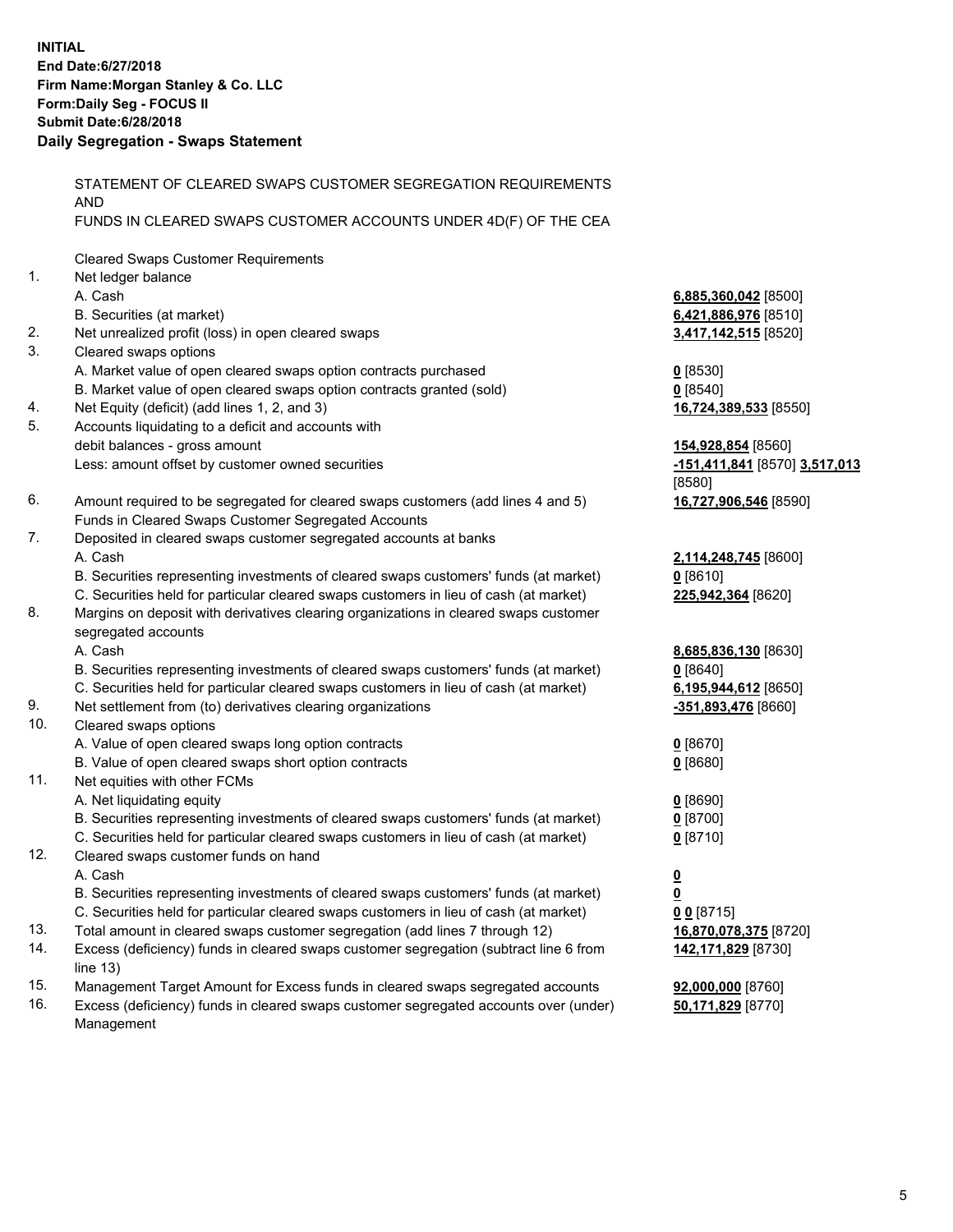**INITIAL**
**End Date:6/27/2018**
**Firm Name:Morgan Stanley & Co. LLC**
**Form:Daily Seg - FOCUS II**
**Submit Date:6/28/2018**
**Daily Segregation - Swaps Statement**

STATEMENT OF CLEARED SWAPS CUSTOMER SEGREGATION REQUIREMENTS AND FUNDS IN CLEARED SWAPS CUSTOMER ACCOUNTS UNDER 4D(F) OF THE CEA

| | | |
|---|---|---|
| | Cleared Swaps Customer Requirements | |
| 1. | Net ledger balance | |
| | A. Cash | **6,885,360,042** [8500] |
| | B. Securities (at market) | **6,421,886,976** [8510] |
| 2. | Net unrealized profit (loss) in open cleared swaps | **3,417,142,515** [8520] |
| 3. | Cleared swaps options | |
| | A. Market value of open cleared swaps option contracts purchased | **0** [8530] |
| | B. Market value of open cleared swaps option contracts granted (sold) | **0** [8540] |
| 4. | Net Equity (deficit) (add lines 1, 2, and 3) | **16,724,389,533** [8550] |
| 5. | Accounts liquidating to a deficit and accounts with debit balances - gross amount | **154,928,854** [8560] |
| | Less: amount offset by customer owned securities | **-151,411,841** [8570] **3,517,013** [8580] |
| 6. | Amount required to be segregated for cleared swaps customers (add lines 4 and 5) | **16,727,906,546** [8590] |
| | Funds in Cleared Swaps Customer Segregated Accounts | |
| 7. | Deposited in cleared swaps customer segregated accounts at banks | |
| | A. Cash | **2,114,248,745** [8600] |
| | B. Securities representing investments of cleared swaps customers' funds (at market) | **0** [8610] |
| | C. Securities held for particular cleared swaps customers in lieu of cash (at market) | **225,942,364** [8620] |
| 8. | Margins on deposit with derivatives clearing organizations in cleared swaps customer segregated accounts | |
| | A. Cash | **8,685,836,130** [8630] |
| | B. Securities representing investments of cleared swaps customers' funds (at market) | **0** [8640] |
| | C. Securities held for particular cleared swaps customers in lieu of cash (at market) | **6,195,944,612** [8650] |
| 9. | Net settlement from (to) derivatives clearing organizations | **-351,893,476** [8660] |
| 10. | Cleared swaps options | |
| | A. Value of open cleared swaps long option contracts | **0** [8670] |
| | B. Value of open cleared swaps short option contracts | **0** [8680] |
| 11. | Net equities with other FCMs | |
| | A. Net liquidating equity | **0** [8690] |
| | B. Securities representing investments of cleared swaps customers' funds (at market) | **0** [8700] |
| | C. Securities held for particular cleared swaps customers in lieu of cash (at market) | **0** [8710] |
| 12. | Cleared swaps customer funds on hand | |
| | A. Cash | **0** |
| | B. Securities representing investments of cleared swaps customers' funds (at market) | **0** |
| | C. Securities held for particular cleared swaps customers in lieu of cash (at market) | **0** **0** [8715] |
| 13. | Total amount in cleared swaps customer segregation (add lines 7 through 12) | **16,870,078,375** [8720] |
| 14. | Excess (deficiency) funds in cleared swaps customer segregation (subtract line 6 from line 13) | **142,171,829** [8730] |
| 15. | Management Target Amount for Excess funds in cleared swaps segregated accounts | **92,000,000** [8760] |
| 16. | Excess (deficiency) funds in cleared swaps customer segregated accounts over (under) Management | **50,171,829** [8770] |